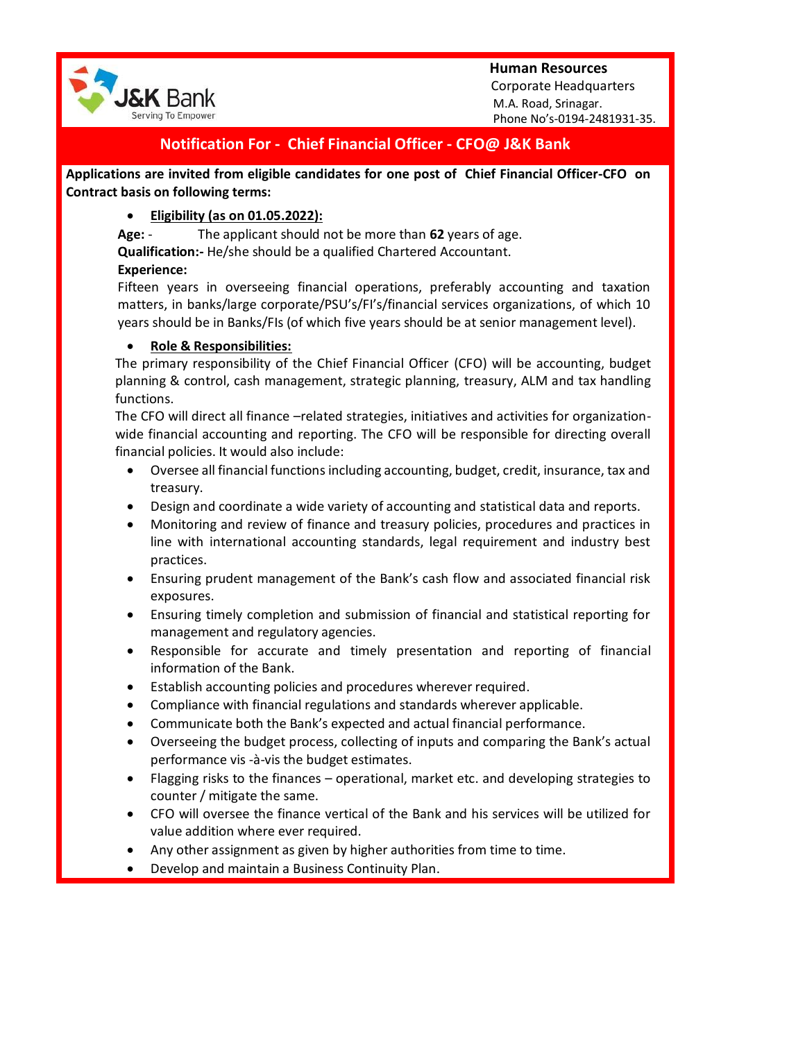J&K Bank
Serving To Empower

**Human Resources**
Corporate Headquarters
M.A. Road, Srinagar.
Phone No's-0194-2481931-35.

# Notification For - Chief Financial Officer - CFO@ J&K Bank

**Applications are invited from eligible candidates for one post of Chief Financial Officer-CFO on Contract basis on following terms:**

- **Eligibility (as on 01.05.2022):**

**Age:** - The applicant should not be more than **62** years of age.
**Qualification:-** He/she should be a qualified Chartered Accountant.
**Experience:**
Fifteen years in overseeing financial operations, preferably accounting and taxation matters, in banks/large corporate/PSU's/FI's/financial services organizations, of which 10 years should be in Banks/FIs (of which five years should be at senior management level).

- **Role & Responsibilities:**

The primary responsibility of the Chief Financial Officer (CFO) will be accounting, budget planning & control, cash management, strategic planning, treasury, ALM and tax handling functions.
The CFO will direct all finance –related strategies, initiatives and activities for organization-wide financial accounting and reporting. The CFO will be responsible for directing overall financial policies. It would also include:

- Oversee all financial functions including accounting, budget, credit, insurance, tax and treasury.
- Design and coordinate a wide variety of accounting and statistical data and reports.
- Monitoring and review of finance and treasury policies, procedures and practices in line with international accounting standards, legal requirement and industry best practices.
- Ensuring prudent management of the Bank's cash flow and associated financial risk exposures.
- Ensuring timely completion and submission of financial and statistical reporting for management and regulatory agencies.
- Responsible for accurate and timely presentation and reporting of financial information of the Bank.
- Establish accounting policies and procedures wherever required.
- Compliance with financial regulations and standards wherever applicable.
- Communicate both the Bank's expected and actual financial performance.
- Overseeing the budget process, collecting of inputs and comparing the Bank's actual performance vis -à-vis the budget estimates.
- Flagging risks to the finances – operational, market etc. and developing strategies to counter / mitigate the same.
- CFO will oversee the finance vertical of the Bank and his services will be utilized for value addition where ever required.
- Any other assignment as given by higher authorities from time to time.
- Develop and maintain a Business Continuity Plan.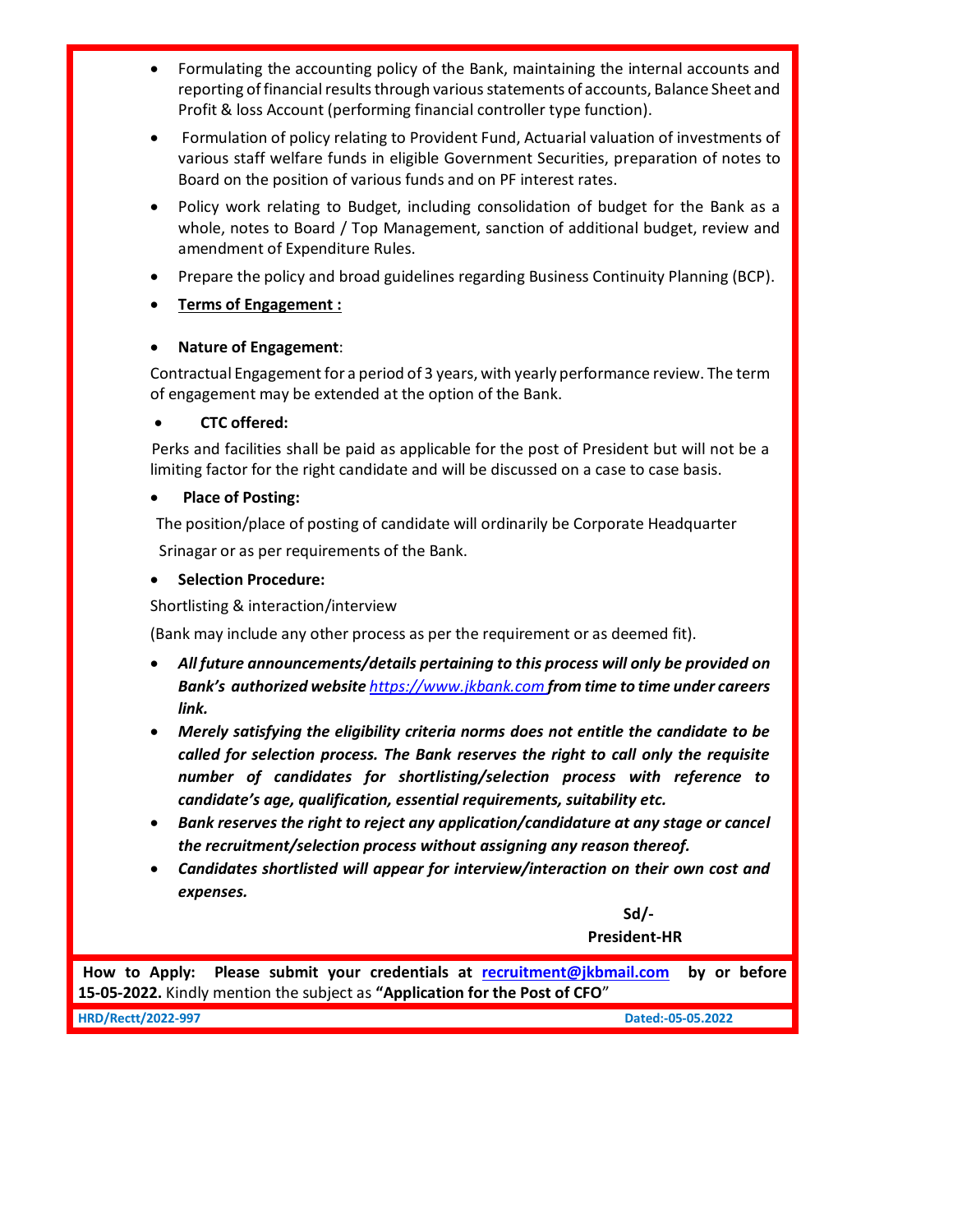- Formulating the accounting policy of the Bank, maintaining the internal accounts and reporting of financial results through various statements of accounts, Balance Sheet and Profit & loss Account (performing financial controller type function).
- Formulation of policy relating to Provident Fund, Actuarial valuation of investments of various staff welfare funds in eligible Government Securities, preparation of notes to Board on the position of various funds and on PF interest rates.
- Policy work relating to Budget, including consolidation of budget for the Bank as a whole, notes to Board / Top Management, sanction of additional budget, review and amendment of Expenditure Rules.
- Prepare the policy and broad guidelines regarding Business Continuity Planning (BCP).
- **Terms of Engagement :**
- **Nature of Engagement**:

Contractual Engagement for a period of 3 years, with yearly performance review. The term of engagement may be extended at the option of the Bank.

- **CTC offered:**

Perks and facilities shall be paid as applicable for the post of President but will not be a limiting factor for the right candidate and will be discussed on a case to case basis.

- **Place of Posting:**

The position/place of posting of candidate will ordinarily be Corporate Headquarter Srinagar or as per requirements of the Bank.

- **Selection Procedure:**

Shortlisting & interaction/interview

(Bank may include any other process as per the requirement or as deemed fit).

- ***All future announcements/details pertaining to this process will only be provided on Bank's authorized website https://www.jkbank.com from time to time under careers link.***
- ***Merely satisfying the eligibility criteria norms does not entitle the candidate to be called for selection process. The Bank reserves the right to call only the requisite number of candidates for shortlisting/selection process with reference to candidate's age, qualification, essential requirements, suitability etc.***
- ***Bank reserves the right to reject any application/candidature at any stage or cancel the recruitment/selection process without assigning any reason thereof.***
- ***Candidates shortlisted will appear for interview/interaction on their own cost and expenses.***

**Sd/-**

**President-HR**

**How to Apply: Please submit your credentials at recruitment@jkbmail.com by or before 15-05-2022.** Kindly mention the subject as **"Application for the Post of CFO"**

**HRD/Rectt/2022-997** **Dated:-05-05.2022**